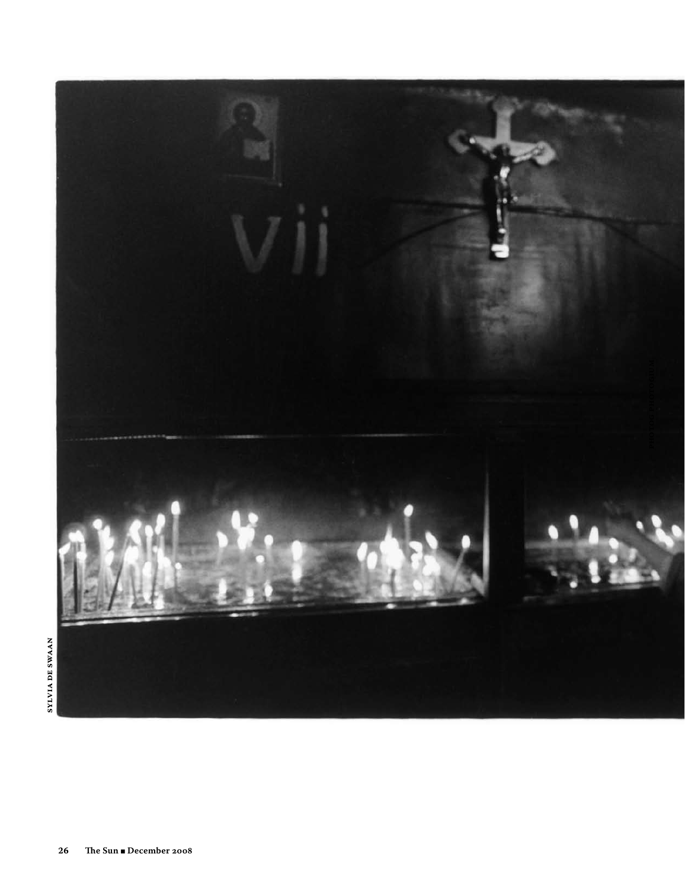SYLVIA DE SWAAN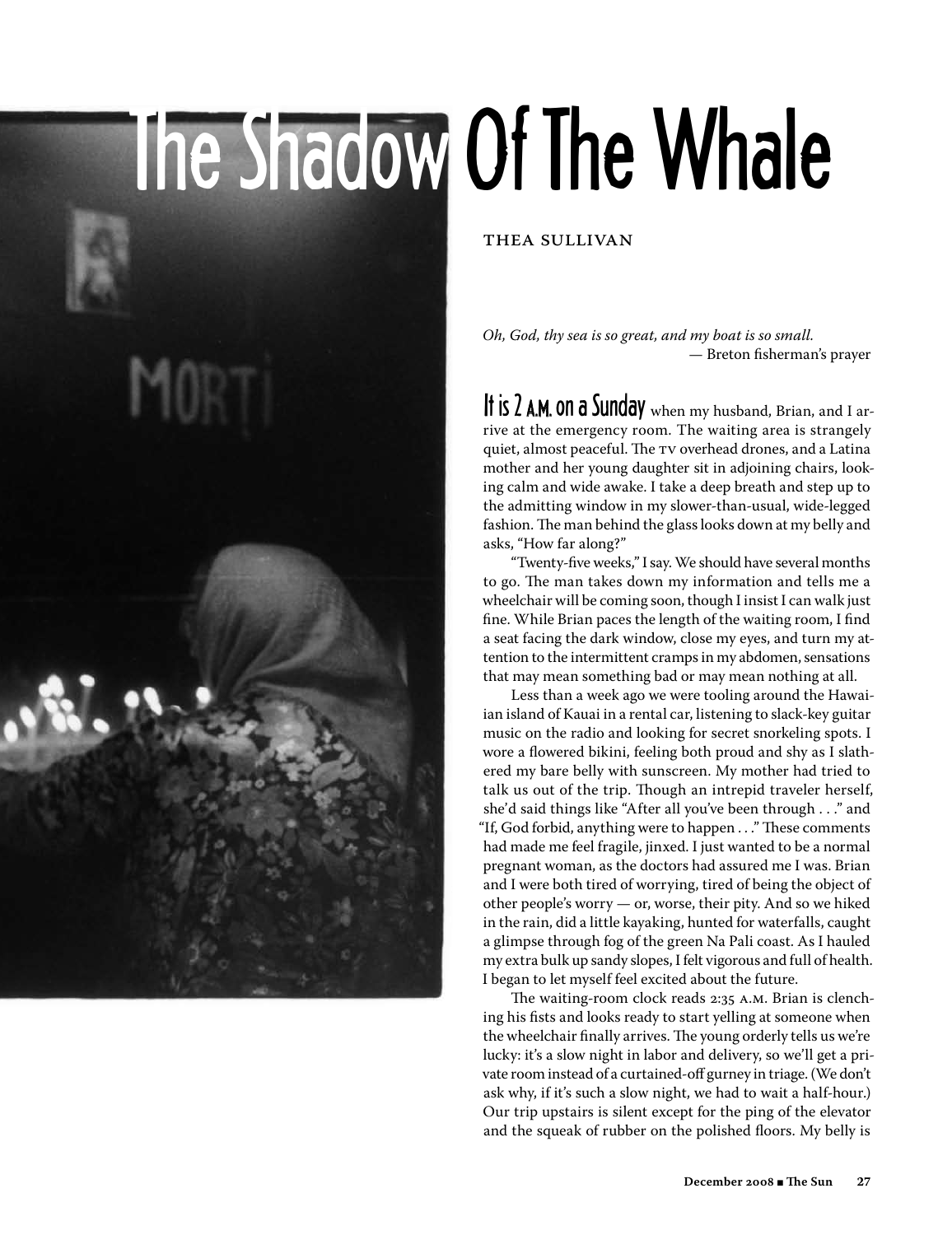# The Shadow Of The Whale

THEA SULLIVAN

*Oh, God, thy sea is so great, and my boat is so small.*
— Breton fisherman's prayer

**It is 2 A.M. on a Sunday** when my husband, Brian, and I arrive at the emergency room. The waiting area is strangely quiet, almost peaceful. The TV overhead drones, and a Latina mother and her young daughter sit in adjoining chairs, looking calm and wide awake. I take a deep breath and step up to the admitting window in my slower-than-usual, wide-legged fashion. The man behind the glass looks down at my belly and asks, "How far along?"

"Twenty-five weeks," I say. We should have several months to go. The man takes down my information and tells me a wheelchair will be coming soon, though I insist I can walk just fine. While Brian paces the length of the waiting room, I find a seat facing the dark window, close my eyes, and turn my attention to the intermittent cramps in my abdomen, sensations that may mean something bad or may mean nothing at all.

Less than a week ago we were tooling around the Hawaiian island of Kauai in a rental car, listening to slack-key guitar music on the radio and looking for secret snorkeling spots. I wore a flowered bikini, feeling both proud and shy as I slathered my bare belly with sunscreen. My mother had tried to talk us out of the trip. Though an intrepid traveler herself, she'd said things like "After all you've been through . . ." and "If, God forbid, anything were to happen . . ." These comments had made me feel fragile, jinxed. I just wanted to be a normal pregnant woman, as the doctors had assured me I was. Brian and I were both tired of worrying, tired of being the object of other people's worry — or, worse, their pity. And so we hiked in the rain, did a little kayaking, hunted for waterfalls, caught a glimpse through fog of the green Na Pali coast. As I hauled my extra bulk up sandy slopes, I felt vigorous and full of health. I began to let myself feel excited about the future.

The waiting-room clock reads 2:35 A.M. Brian is clenching his fists and looks ready to start yelling at someone when the wheelchair finally arrives. The young orderly tells us we're lucky: it's a slow night in labor and delivery, so we'll get a private room instead of a curtained-off gurney in triage. (We don't ask why, if it's such a slow night, we had to wait a half-hour.) Our trip upstairs is silent except for the ping of the elevator and the squeak of rubber on the polished floors. My belly is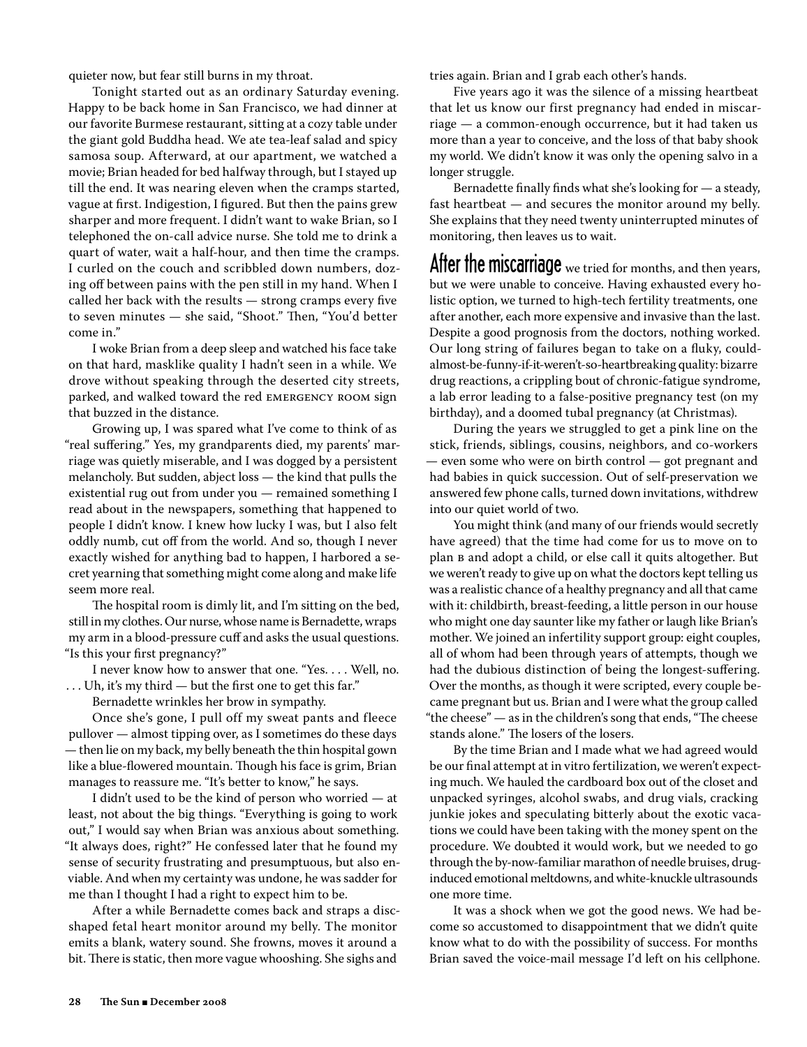quieter now, but fear still burns in my throat.

Tonight started out as an ordinary Saturday evening. Happy to be back home in San Francisco, we had dinner at our favorite Burmese restaurant, sitting at a cozy table under the giant gold Buddha head. We ate tea-leaf salad and spicy samosa soup. Afterward, at our apartment, we watched a movie; Brian headed for bed halfway through, but I stayed up till the end. It was nearing eleven when the cramps started, vague at first. Indigestion, I figured. But then the pains grew sharper and more frequent. I didn't want to wake Brian, so I telephoned the on-call advice nurse. She told me to drink a quart of water, wait a half-hour, and then time the cramps. I curled on the couch and scribbled down numbers, dozing off between pains with the pen still in my hand. When I called her back with the results — strong cramps every five to seven minutes — she said, "Shoot." Then, "You'd better come in."

I woke Brian from a deep sleep and watched his face take on that hard, masklike quality I hadn't seen in a while. We drove without speaking through the deserted city streets, parked, and walked toward the red EMERGENCY ROOM sign that buzzed in the distance.

Growing up, I was spared what I've come to think of as "real suffering." Yes, my grandparents died, my parents' marriage was quietly miserable, and I was dogged by a persistent melancholy. But sudden, abject loss — the kind that pulls the existential rug out from under you — remained something I read about in the newspapers, something that happened to people I didn't know. I knew how lucky I was, but I also felt oddly numb, cut off from the world. And so, though I never exactly wished for anything bad to happen, I harbored a secret yearning that something might come along and make life seem more real.

The hospital room is dimly lit, and I'm sitting on the bed, still in my clothes. Our nurse, whose name is Bernadette, wraps my arm in a blood-pressure cuff and asks the usual questions. "Is this your first pregnancy?"

I never know how to answer that one. "Yes. . . . Well, no. . . . Uh, it's my third — but the first one to get this far."

Bernadette wrinkles her brow in sympathy.

Once she's gone, I pull off my sweat pants and fleece pullover — almost tipping over, as I sometimes do these days — then lie on my back, my belly beneath the thin hospital gown like a blue-flowered mountain. Though his face is grim, Brian manages to reassure me. "It's better to know," he says.

I didn't used to be the kind of person who worried — at least, not about the big things. "Everything is going to work out," I would say when Brian was anxious about something. "It always does, right?" He confessed later that he found my sense of security frustrating and presumptuous, but also enviable. And when my certainty was undone, he was sadder for me than I thought I had a right to expect him to be.

After a while Bernadette comes back and straps a disc-shaped fetal heart monitor around my belly. The monitor emits a blank, watery sound. She frowns, moves it around a bit. There is static, then more vague whooshing. She sighs and tries again. Brian and I grab each other's hands.

Five years ago it was the silence of a missing heartbeat that let us know our first pregnancy had ended in miscarriage — a common-enough occurrence, but it had taken us more than a year to conceive, and the loss of that baby shook my world. We didn't know it was only the opening salvo in a longer struggle.

Bernadette finally finds what she's looking for — a steady, fast heartbeat — and secures the monitor around my belly. She explains that they need twenty uninterrupted minutes of monitoring, then leaves us to wait.

**After the miscarriage** we tried for months, and then years, but we were unable to conceive. Having exhausted every holistic option, we turned to high-tech fertility treatments, one after another, each more expensive and invasive than the last. Despite a good prognosis from the doctors, nothing worked. Our long string of failures began to take on a fluky, could-almost-be-funny-if-it-weren't-so-heartbreaking quality: bizarre drug reactions, a crippling bout of chronic-fatigue syndrome, a lab error leading to a false-positive pregnancy test (on my birthday), and a doomed tubal pregnancy (at Christmas).

During the years we struggled to get a pink line on the stick, friends, siblings, cousins, neighbors, and co-workers — even some who were on birth control — got pregnant and had babies in quick succession. Out of self-preservation we answered few phone calls, turned down invitations, withdrew into our quiet world of two.

You might think (and many of our friends would secretly have agreed) that the time had come for us to move on to plan B and adopt a child, or else call it quits altogether. But we weren't ready to give up on what the doctors kept telling us was a realistic chance of a healthy pregnancy and all that came with it: childbirth, breast-feeding, a little person in our house who might one day saunter like my father or laugh like Brian's mother. We joined an infertility support group: eight couples, all of whom had been through years of attempts, though we had the dubious distinction of being the longest-suffering. Over the months, as though it were scripted, every couple became pregnant but us. Brian and I were what the group called "the cheese" — as in the children's song that ends, "The cheese stands alone." The losers of the losers.

By the time Brian and I made what we had agreed would be our final attempt at in vitro fertilization, we weren't expecting much. We hauled the cardboard box out of the closet and unpacked syringes, alcohol swabs, and drug vials, cracking junkie jokes and speculating bitterly about the exotic vacations we could have been taking with the money spent on the procedure. We doubted it would work, but we needed to go through the by-now-familiar marathon of needle bruises, drug-induced emotional meltdowns, and white-knuckle ultrasounds one more time.

It was a shock when we got the good news. We had become so accustomed to disappointment that we didn't quite know what to do with the possibility of success. For months Brian saved the voice-mail message I'd left on his cellphone.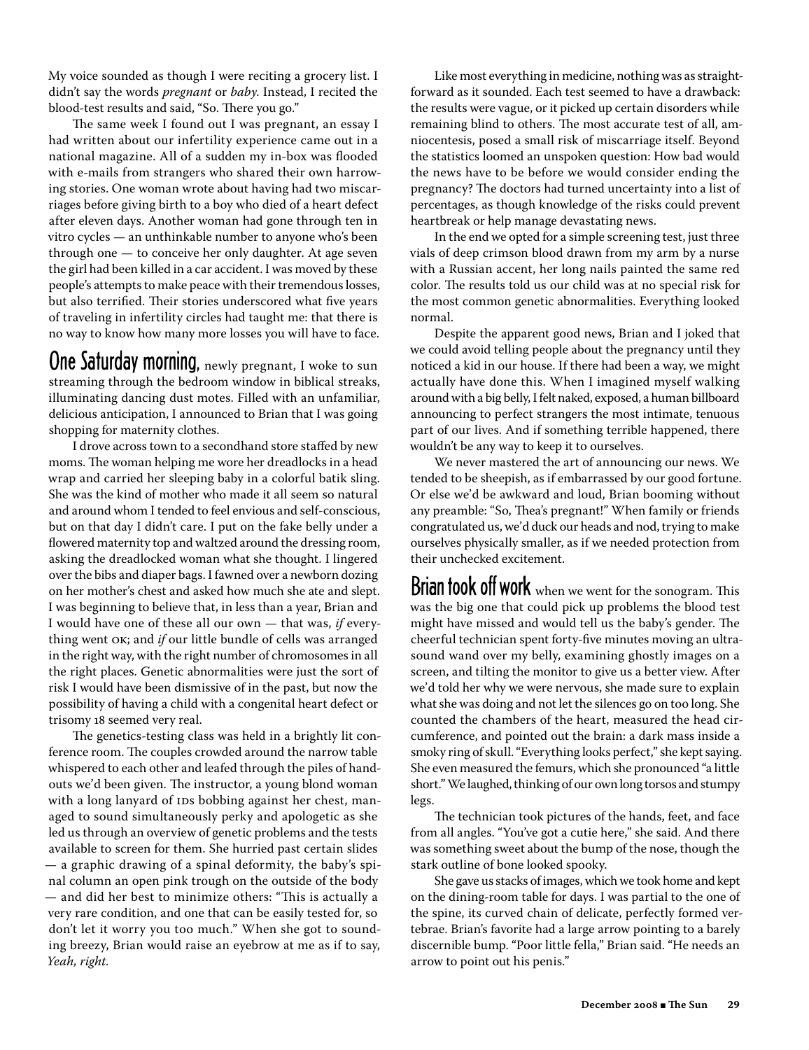My voice sounded as though I were reciting a grocery list. I didn't say the words *pregnant* or *baby*. Instead, I recited the blood-test results and said, "So. There you go."

The same week I found out I was pregnant, an essay I had written about our infertility experience came out in a national magazine. All of a sudden my in-box was flooded with e-mails from strangers who shared their own harrowing stories. One woman wrote about having had two miscarriages before giving birth to a boy who died of a heart defect after eleven days. Another woman had gone through ten in vitro cycles — an unthinkable number to anyone who's been through one — to conceive her only daughter. At age seven the girl had been killed in a car accident. I was moved by these people's attempts to make peace with their tremendous losses, but also terrified. Their stories underscored what five years of traveling in infertility circles had taught me: that there is no way to know how many more losses you will have to face.

**One Saturday morning,** newly pregnant, I woke to sun streaming through the bedroom window in biblical streaks, illuminating dancing dust motes. Filled with an unfamiliar, delicious anticipation, I announced to Brian that I was going shopping for maternity clothes.

I drove across town to a secondhand store staffed by new moms. The woman helping me wore her dreadlocks in a head wrap and carried her sleeping baby in a colorful batik sling. She was the kind of mother who made it all seem so natural and around whom I tended to feel envious and self-conscious, but on that day I didn't care. I put on the fake belly under a flowered maternity top and waltzed around the dressing room, asking the dreadlocked woman what she thought. I lingered over the bibs and diaper bags. I fawned over a newborn dozing on her mother's chest and asked how much she ate and slept. I was beginning to believe that, in less than a year, Brian and I would have one of these all our own — that was, *if* everything went OK; and *if* our little bundle of cells was arranged in the right way, with the right number of chromosomes in all the right places. Genetic abnormalities were just the sort of risk I would have been dismissive of in the past, but now the possibility of having a child with a congenital heart defect or trisomy 18 seemed very real.

The genetics-testing class was held in a brightly lit conference room. The couples crowded around the narrow table whispered to each other and leafed through the piles of handouts we'd been given. The instructor, a young blond woman with a long lanyard of IDs bobbing against her chest, managed to sound simultaneously perky and apologetic as she led us through an overview of genetic problems and the tests available to screen for them. She hurried past certain slides — a graphic drawing of a spinal deformity, the baby's spinal column an open pink trough on the outside of the body — and did her best to minimize others: "This is actually a very rare condition, and one that can be easily tested for, so don't let it worry you too much." When she got to sounding breezy, Brian would raise an eyebrow at me as if to say, *Yeah, right.*

Like most everything in medicine, nothing was as straightforward as it sounded. Each test seemed to have a drawback: the results were vague, or it picked up certain disorders while remaining blind to others. The most accurate test of all, amniocentesis, posed a small risk of miscarriage itself. Beyond the statistics loomed an unspoken question: How bad would the news have to be before we would consider ending the pregnancy? The doctors had turned uncertainty into a list of percentages, as though knowledge of the risks could prevent heartbreak or help manage devastating news.

In the end we opted for a simple screening test, just three vials of deep crimson blood drawn from my arm by a nurse with a Russian accent, her long nails painted the same red color. The results told us our child was at no special risk for the most common genetic abnormalities. Everything looked normal.

Despite the apparent good news, Brian and I joked that we could avoid telling people about the pregnancy until they noticed a kid in our house. If there had been a way, we might actually have done this. When I imagined myself walking around with a big belly, I felt naked, exposed, a human billboard announcing to perfect strangers the most intimate, tenuous part of our lives. And if something terrible happened, there wouldn't be any way to keep it to ourselves.

We never mastered the art of announcing our news. We tended to be sheepish, as if embarrassed by our good fortune. Or else we'd be awkward and loud, Brian booming without any preamble: "So, Thea's pregnant!" When family or friends congratulated us, we'd duck our heads and nod, trying to make ourselves physically smaller, as if we needed protection from their unchecked excitement.

**Brian took off work** when we went for the sonogram. This was the big one that could pick up problems the blood test might have missed and would tell us the baby's gender. The cheerful technician spent forty-five minutes moving an ultrasound wand over my belly, examining ghostly images on a screen, and tilting the monitor to give us a better view. After we'd told her why we were nervous, she made sure to explain what she was doing and not let the silences go on too long. She counted the chambers of the heart, measured the head circumference, and pointed out the brain: a dark mass inside a smoky ring of skull. "Everything looks perfect," she kept saying. She even measured the femurs, which she pronounced "a little short." We laughed, thinking of our own long torsos and stumpy legs.

The technician took pictures of the hands, feet, and face from all angles. "You've got a cutie here," she said. And there was something sweet about the bump of the nose, though the stark outline of bone looked spooky.

She gave us stacks of images, which we took home and kept on the dining-room table for days. I was partial to the one of the spine, its curved chain of delicate, perfectly formed vertebrae. Brian's favorite had a large arrow pointing to a barely discernible bump. "Poor little fella," Brian said. "He needs an arrow to point out his penis."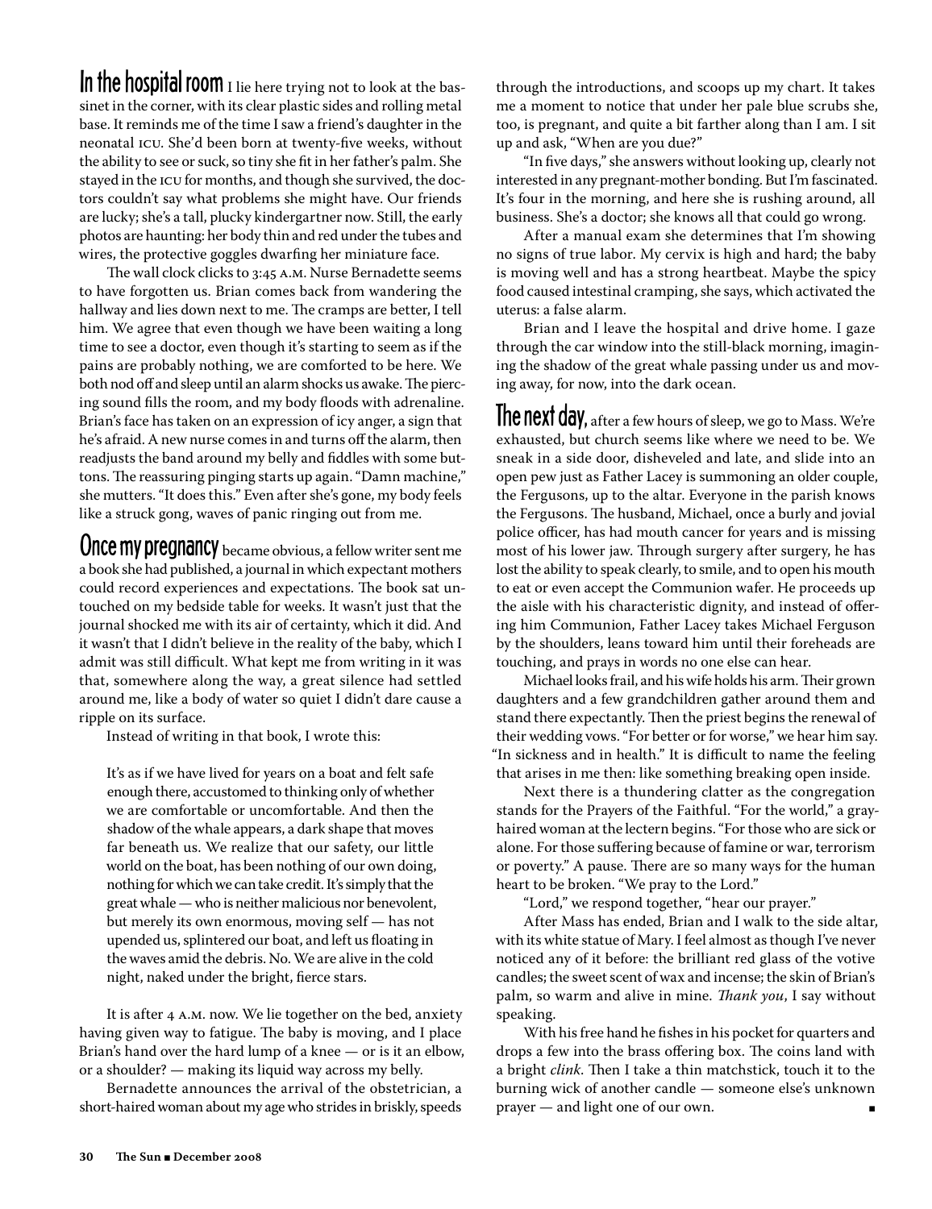**In the hospital room** I lie here trying not to look at the bassinet in the corner, with its clear plastic sides and rolling metal base. It reminds me of the time I saw a friend's daughter in the neonatal ICU. She'd been born at twenty-five weeks, without the ability to see or suck, so tiny she fit in her father's palm. She stayed in the ICU for months, and though she survived, the doctors couldn't say what problems she might have. Our friends are lucky; she's a tall, plucky kindergartner now. Still, the early photos are haunting: her body thin and red under the tubes and wires, the protective goggles dwarfing her miniature face.

The wall clock clicks to 3:45 A.M. Nurse Bernadette seems to have forgotten us. Brian comes back from wandering the hallway and lies down next to me. The cramps are better, I tell him. We agree that even though we have been waiting a long time to see a doctor, even though it's starting to seem as if the pains are probably nothing, we are comforted to be here. We both nod off and sleep until an alarm shocks us awake. The piercing sound fills the room, and my body floods with adrenaline. Brian's face has taken on an expression of icy anger, a sign that he's afraid. A new nurse comes in and turns off the alarm, then readjusts the band around my belly and fiddles with some buttons. The reassuring pinging starts up again. "Damn machine," she mutters. "It does this." Even after she's gone, my body feels like a struck gong, waves of panic ringing out from me.

**Once my pregnancy** became obvious, a fellow writer sent me a book she had published, a journal in which expectant mothers could record experiences and expectations. The book sat untouched on my bedside table for weeks. It wasn't just that the journal shocked me with its air of certainty, which it did. And it wasn't that I didn't believe in the reality of the baby, which I admit was still difficult. What kept me from writing in it was that, somewhere along the way, a great silence had settled around me, like a body of water so quiet I didn't dare cause a ripple on its surface.

Instead of writing in that book, I wrote this:

> It's as if we have lived for years on a boat and felt safe enough there, accustomed to thinking only of whether we are comfortable or uncomfortable. And then the shadow of the whale appears, a dark shape that moves far beneath us. We realize that our safety, our little world on the boat, has been nothing of our own doing, nothing for which we can take credit. It's simply that the great whale — who is neither malicious nor benevolent, but merely its own enormous, moving self — has not upended us, splintered our boat, and left us floating in the waves amid the debris. No. We are alive in the cold night, naked under the bright, fierce stars.

It is after 4 A.M. now. We lie together on the bed, anxiety having given way to fatigue. The baby is moving, and I place Brian's hand over the hard lump of a knee — or is it an elbow, or a shoulder? — making its liquid way across my belly.

Bernadette announces the arrival of the obstetrician, a short-haired woman about my age who strides in briskly, speeds through the introductions, and scoops up my chart. It takes me a moment to notice that under her pale blue scrubs she, too, is pregnant, and quite a bit farther along than I am. I sit up and ask, "When are you due?"

"In five days," she answers without looking up, clearly not interested in any pregnant-mother bonding. But I'm fascinated. It's four in the morning, and here she is rushing around, all business. She's a doctor; she knows all that could go wrong.

After a manual exam she determines that I'm showing no signs of true labor. My cervix is high and hard; the baby is moving well and has a strong heartbeat. Maybe the spicy food caused intestinal cramping, she says, which activated the uterus: a false alarm.

Brian and I leave the hospital and drive home. I gaze through the car window into the still-black morning, imagining the shadow of the great whale passing under us and moving away, for now, into the dark ocean.

**The next day,** after a few hours of sleep, we go to Mass. We're exhausted, but church seems like where we need to be. We sneak in a side door, disheveled and late, and slide into an open pew just as Father Lacey is summoning an older couple, the Fergusons, up to the altar. Everyone in the parish knows the Fergusons. The husband, Michael, once a burly and jovial police officer, has had mouth cancer for years and is missing most of his lower jaw. Through surgery after surgery, he has lost the ability to speak clearly, to smile, and to open his mouth to eat or even accept the Communion wafer. He proceeds up the aisle with his characteristic dignity, and instead of offering him Communion, Father Lacey takes Michael Ferguson by the shoulders, leans toward him until their foreheads are touching, and prays in words no one else can hear.

Michael looks frail, and his wife holds his arm. Their grown daughters and a few grandchildren gather around them and stand there expectantly. Then the priest begins the renewal of their wedding vows. "For better or for worse," we hear him say. "In sickness and in health." It is difficult to name the feeling that arises in me then: like something breaking open inside.

Next there is a thundering clatter as the congregation stands for the Prayers of the Faithful. "For the world," a gray-haired woman at the lectern begins. "For those who are sick or alone. For those suffering because of famine or war, terrorism or poverty." A pause. There are so many ways for the human heart to be broken. "We pray to the Lord."

"Lord," we respond together, "hear our prayer."

After Mass has ended, Brian and I walk to the side altar, with its white statue of Mary. I feel almost as though I've never noticed any of it before: the brilliant red glass of the votive candles; the sweet scent of wax and incense; the skin of Brian's palm, so warm and alive in mine. *Thank you*, I say without speaking.

With his free hand he fishes in his pocket for quarters and drops a few into the brass offering box. The coins land with a bright *clink*. Then I take a thin matchstick, touch it to the burning wick of another candle — someone else's unknown prayer — and light one of our own. ■